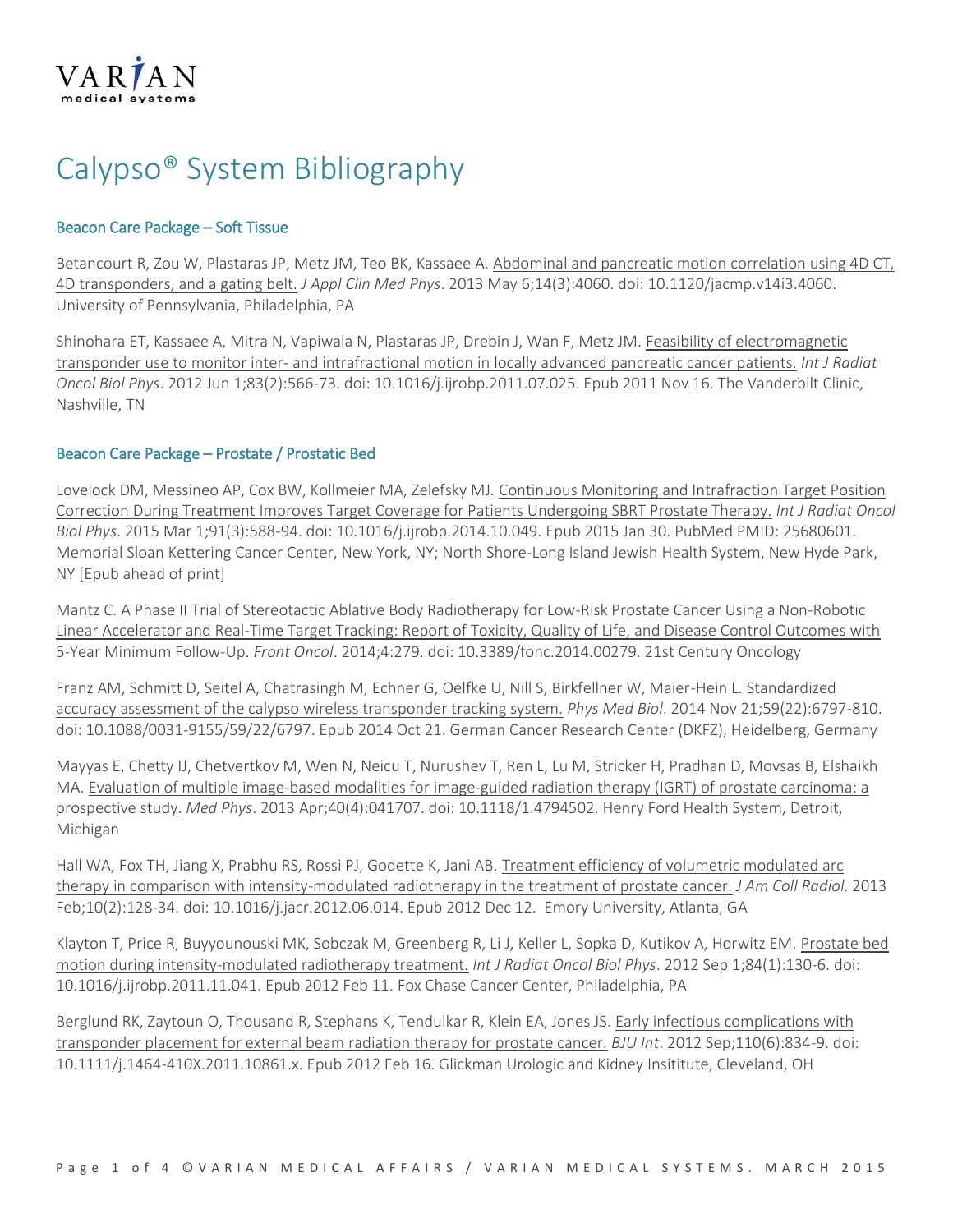VARIAN
medical systems

# Calypso® System Bibliography

## Beacon Care Package – Soft Tissue

Betancourt R, Zou W, Plastaras JP, Metz JM, Teo BK, Kassaee A. Abdominal and pancreatic motion correlation using 4D CT, 4D transponders, and a gating belt. *J Appl Clin Med Phys*. 2013 May 6;14(3):4060. doi: 10.1120/jacmp.v14i3.4060. University of Pennsylvania, Philadelphia, PA

Shinohara ET, Kassaee A, Mitra N, Vapiwala N, Plastaras JP, Drebin J, Wan F, Metz JM. Feasibility of electromagnetic transponder use to monitor inter- and intrafractional motion in locally advanced pancreatic cancer patients. *Int J Radiat Oncol Biol Phys*. 2012 Jun 1;83(2):566-73. doi: 10.1016/j.ijrobp.2011.07.025. Epub 2011 Nov 16. The Vanderbilt Clinic, Nashville, TN

## Beacon Care Package – Prostate / Prostatic Bed

Lovelock DM, Messineo AP, Cox BW, Kollmeier MA, Zelefsky MJ. Continuous Monitoring and Intrafraction Target Position Correction During Treatment Improves Target Coverage for Patients Undergoing SBRT Prostate Therapy. *Int J Radiat Oncol Biol Phys*. 2015 Mar 1;91(3):588-94. doi: 10.1016/j.ijrobp.2014.10.049. Epub 2015 Jan 30. PubMed PMID: 25680601. Memorial Sloan Kettering Cancer Center, New York, NY; North Shore-Long Island Jewish Health System, New Hyde Park, NY [Epub ahead of print]

Mantz C. A Phase II Trial of Stereotactic Ablative Body Radiotherapy for Low-Risk Prostate Cancer Using a Non-Robotic Linear Accelerator and Real-Time Target Tracking: Report of Toxicity, Quality of Life, and Disease Control Outcomes with 5-Year Minimum Follow-Up. *Front Oncol*. 2014;4:279. doi: 10.3389/fonc.2014.00279. 21st Century Oncology

Franz AM, Schmitt D, Seitel A, Chatrasingh M, Echner G, Oelfke U, Nill S, Birkfellner W, Maier-Hein L. Standardized accuracy assessment of the calypso wireless transponder tracking system. *Phys Med Biol*. 2014 Nov 21;59(22):6797-810. doi: 10.1088/0031-9155/59/22/6797. Epub 2014 Oct 21. German Cancer Research Center (DKFZ), Heidelberg, Germany

Mayyas E, Chetty IJ, Chetvertkov M, Wen N, Neicu T, Nurushev T, Ren L, Lu M, Stricker H, Pradhan D, Movsas B, Elshaikh MA. Evaluation of multiple image-based modalities for image-guided radiation therapy (IGRT) of prostate carcinoma: a prospective study. *Med Phys*. 2013 Apr;40(4):041707. doi: 10.1118/1.4794502. Henry Ford Health System, Detroit, Michigan

Hall WA, Fox TH, Jiang X, Prabhu RS, Rossi PJ, Godette K, Jani AB. Treatment efficiency of volumetric modulated arc therapy in comparison with intensity-modulated radiotherapy in the treatment of prostate cancer. *J Am Coll Radiol*. 2013 Feb;10(2):128-34. doi: 10.1016/j.jacr.2012.06.014. Epub 2012 Dec 12. Emory University, Atlanta, GA

Klayton T, Price R, Buyyounouski MK, Sobczak M, Greenberg R, Li J, Keller L, Sopka D, Kutikov A, Horwitz EM. Prostate bed motion during intensity-modulated radiotherapy treatment. *Int J Radiat Oncol Biol Phys*. 2012 Sep 1;84(1):130-6. doi: 10.1016/j.ijrobp.2011.11.041. Epub 2012 Feb 11. Fox Chase Cancer Center, Philadelphia, PA

Berglund RK, Zaytoun O, Thousand R, Stephans K, Tendulkar R, Klein EA, Jones JS. Early infectious complications with transponder placement for external beam radiation therapy for prostate cancer. *BJU Int*. 2012 Sep;110(6):834-9. doi: 10.1111/j.1464-410X.2011.10861.x. Epub 2012 Feb 16. Glickman Urologic and Kidney Insititute, Cleveland, OH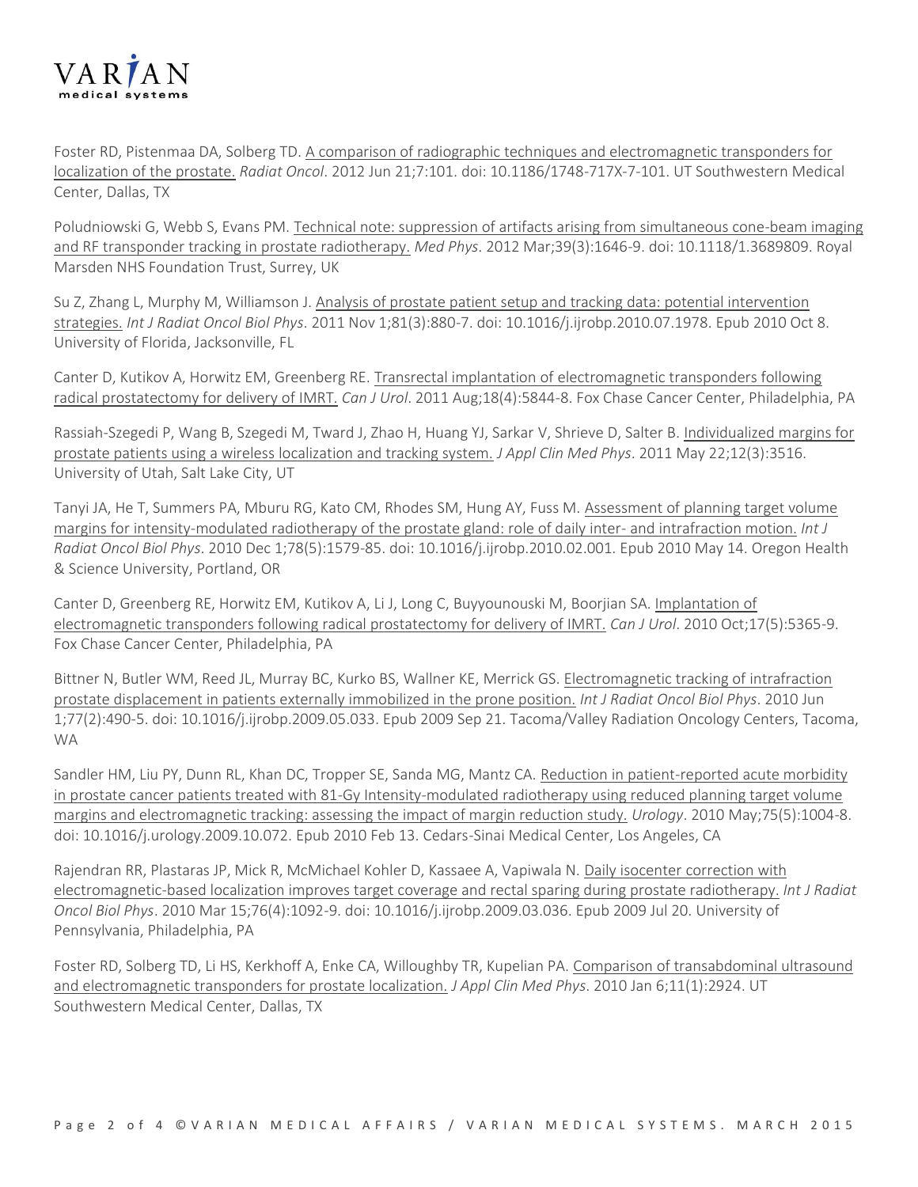Foster RD, Pistenmaa DA, Solberg TD. A comparison of radiographic techniques and electromagnetic transponders for localization of the prostate. *Radiat Oncol*. 2012 Jun 21;7:101. doi: 10.1186/1748-717X-7-101. UT Southwestern Medical Center, Dallas, TX

Poludniowski G, Webb S, Evans PM. Technical note: suppression of artifacts arising from simultaneous cone-beam imaging and RF transponder tracking in prostate radiotherapy. *Med Phys*. 2012 Mar;39(3):1646-9. doi: 10.1118/1.3689809. Royal Marsden NHS Foundation Trust, Surrey, UK

Su Z, Zhang L, Murphy M, Williamson J. Analysis of prostate patient setup and tracking data: potential intervention strategies. *Int J Radiat Oncol Biol Phys*. 2011 Nov 1;81(3):880-7. doi: 10.1016/j.ijrobp.2010.07.1978. Epub 2010 Oct 8. University of Florida, Jacksonville, FL

Canter D, Kutikov A, Horwitz EM, Greenberg RE. Transrectal implantation of electromagnetic transponders following radical prostatectomy for delivery of IMRT. *Can J Urol*. 2011 Aug;18(4):5844-8. Fox Chase Cancer Center, Philadelphia, PA

Rassiah-Szegedi P, Wang B, Szegedi M, Tward J, Zhao H, Huang YJ, Sarkar V, Shrieve D, Salter B. Individualized margins for prostate patients using a wireless localization and tracking system. *J Appl Clin Med Phys*. 2011 May 22;12(3):3516. University of Utah, Salt Lake City, UT

Tanyi JA, He T, Summers PA, Mburu RG, Kato CM, Rhodes SM, Hung AY, Fuss M. Assessment of planning target volume margins for intensity-modulated radiotherapy of the prostate gland: role of daily inter- and intrafraction motion. *Int J Radiat Oncol Biol Phys*. 2010 Dec 1;78(5):1579-85. doi: 10.1016/j.ijrobp.2010.02.001. Epub 2010 May 14. Oregon Health & Science University, Portland, OR

Canter D, Greenberg RE, Horwitz EM, Kutikov A, Li J, Long C, Buyyounouski M, Boorjian SA. Implantation of electromagnetic transponders following radical prostatectomy for delivery of IMRT. *Can J Urol*. 2010 Oct;17(5):5365-9. Fox Chase Cancer Center, Philadelphia, PA

Bittner N, Butler WM, Reed JL, Murray BC, Kurko BS, Wallner KE, Merrick GS. Electromagnetic tracking of intrafraction prostate displacement in patients externally immobilized in the prone position. *Int J Radiat Oncol Biol Phys*. 2010 Jun 1;77(2):490-5. doi: 10.1016/j.ijrobp.2009.05.033. Epub 2009 Sep 21. Tacoma/Valley Radiation Oncology Centers, Tacoma, WA

Sandler HM, Liu PY, Dunn RL, Khan DC, Tropper SE, Sanda MG, Mantz CA. Reduction in patient-reported acute morbidity in prostate cancer patients treated with 81-Gy Intensity-modulated radiotherapy using reduced planning target volume margins and electromagnetic tracking: assessing the impact of margin reduction study. *Urology*. 2010 May;75(5):1004-8. doi: 10.1016/j.urology.2009.10.072. Epub 2010 Feb 13. Cedars-Sinai Medical Center, Los Angeles, CA

Rajendran RR, Plastaras JP, Mick R, McMichael Kohler D, Kassaee A, Vapiwala N. Daily isocenter correction with electromagnetic-based localization improves target coverage and rectal sparing during prostate radiotherapy. *Int J Radiat Oncol Biol Phys*. 2010 Mar 15;76(4):1092-9. doi: 10.1016/j.ijrobp.2009.03.036. Epub 2009 Jul 20. University of Pennsylvania, Philadelphia, PA

Foster RD, Solberg TD, Li HS, Kerkhoff A, Enke CA, Willoughby TR, Kupelian PA. Comparison of transabdominal ultrasound and electromagnetic transponders for prostate localization. *J Appl Clin Med Phys*. 2010 Jan 6;11(1):2924. UT Southwestern Medical Center, Dallas, TX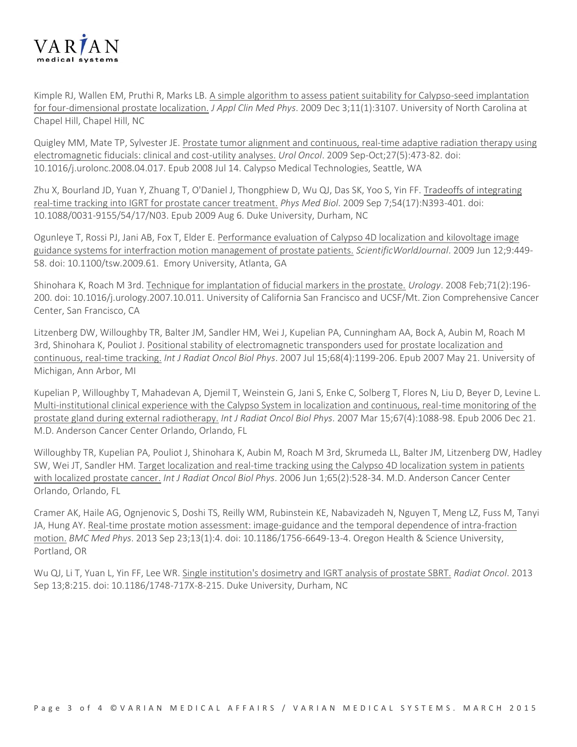Kimple RJ, Wallen EM, Pruthi R, Marks LB. A simple algorithm to assess patient suitability for Calypso-seed implantation for four-dimensional prostate localization. *J Appl Clin Med Phys*. 2009 Dec 3;11(1):3107. University of North Carolina at Chapel Hill, Chapel Hill, NC

Quigley MM, Mate TP, Sylvester JE. Prostate tumor alignment and continuous, real-time adaptive radiation therapy using electromagnetic fiducials: clinical and cost-utility analyses. *Urol Oncol*. 2009 Sep-Oct;27(5):473-82. doi: 10.1016/j.urolonc.2008.04.017. Epub 2008 Jul 14. Calypso Medical Technologies, Seattle, WA

Zhu X, Bourland JD, Yuan Y, Zhuang T, O'Daniel J, Thongphiew D, Wu QJ, Das SK, Yoo S, Yin FF. Tradeoffs of integrating real-time tracking into IGRT for prostate cancer treatment. *Phys Med Biol*. 2009 Sep 7;54(17):N393-401. doi: 10.1088/0031-9155/54/17/N03. Epub 2009 Aug 6. Duke University, Durham, NC

Ogunleye T, Rossi PJ, Jani AB, Fox T, Elder E. Performance evaluation of Calypso 4D localization and kilovoltage image guidance systems for interfraction motion management of prostate patients. *ScientificWorldJournal*. 2009 Jun 12;9:449-58. doi: 10.1100/tsw.2009.61. Emory University, Atlanta, GA

Shinohara K, Roach M 3rd. Technique for implantation of fiducial markers in the prostate. *Urology*. 2008 Feb;71(2):196-200. doi: 10.1016/j.urology.2007.10.011. University of California San Francisco and UCSF/Mt. Zion Comprehensive Cancer Center, San Francisco, CA

Litzenberg DW, Willoughby TR, Balter JM, Sandler HM, Wei J, Kupelian PA, Cunningham AA, Bock A, Aubin M, Roach M 3rd, Shinohara K, Pouliot J. Positional stability of electromagnetic transponders used for prostate localization and continuous, real-time tracking. *Int J Radiat Oncol Biol Phys*. 2007 Jul 15;68(4):1199-206. Epub 2007 May 21. University of Michigan, Ann Arbor, MI

Kupelian P, Willoughby T, Mahadevan A, Djemil T, Weinstein G, Jani S, Enke C, Solberg T, Flores N, Liu D, Beyer D, Levine L. Multi-institutional clinical experience with the Calypso System in localization and continuous, real-time monitoring of the prostate gland during external radiotherapy. *Int J Radiat Oncol Biol Phys*. 2007 Mar 15;67(4):1088-98. Epub 2006 Dec 21. M.D. Anderson Cancer Center Orlando, Orlando, FL

Willoughby TR, Kupelian PA, Pouliot J, Shinohara K, Aubin M, Roach M 3rd, Skrumeda LL, Balter JM, Litzenberg DW, Hadley SW, Wei JT, Sandler HM. Target localization and real-time tracking using the Calypso 4D localization system in patients with localized prostate cancer. *Int J Radiat Oncol Biol Phys*. 2006 Jun 1;65(2):528-34. M.D. Anderson Cancer Center Orlando, Orlando, FL

Cramer AK, Haile AG, Ognjenovic S, Doshi TS, Reilly WM, Rubinstein KE, Nabavizadeh N, Nguyen T, Meng LZ, Fuss M, Tanyi JA, Hung AY. Real-time prostate motion assessment: image-guidance and the temporal dependence of intra-fraction motion. *BMC Med Phys*. 2013 Sep 23;13(1):4. doi: 10.1186/1756-6649-13-4. Oregon Health & Science University, Portland, OR

Wu QJ, Li T, Yuan L, Yin FF, Lee WR. Single institution's dosimetry and IGRT analysis of prostate SBRT. *Radiat Oncol*. 2013 Sep 13;8:215. doi: 10.1186/1748-717X-8-215. Duke University, Durham, NC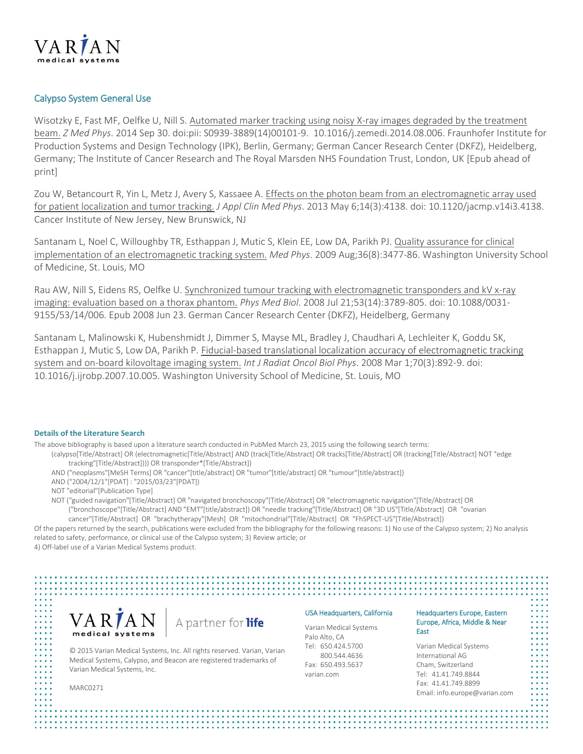## Calypso System General Use

Wisotzky E, Fast MF, Oelfke U, Nill S. Automated marker tracking using noisy X-ray images degraded by the treatment beam. *Z Med Phys*. 2014 Sep 30. doi:pii: S0939-3889(14)00101-9. 10.1016/j.zemedi.2014.08.006. Fraunhofer Institute for Production Systems and Design Technology (IPK), Berlin, Germany; German Cancer Research Center (DKFZ), Heidelberg, Germany; The Institute of Cancer Research and The Royal Marsden NHS Foundation Trust, London, UK [Epub ahead of print]

Zou W, Betancourt R, Yin L, Metz J, Avery S, Kassaee A. Effects on the photon beam from an electromagnetic array used for patient localization and tumor tracking. *J Appl Clin Med Phys*. 2013 May 6;14(3):4138. doi: 10.1120/jacmp.v14i3.4138. Cancer Institute of New Jersey, New Brunswick, NJ

Santanam L, Noel C, Willoughby TR, Esthappan J, Mutic S, Klein EE, Low DA, Parikh PJ. Quality assurance for clinical implementation of an electromagnetic tracking system. *Med Phys*. 2009 Aug;36(8):3477-86. Washington University School of Medicine, St. Louis, MO

Rau AW, Nill S, Eidens RS, Oelfke U. Synchronized tumour tracking with electromagnetic transponders and kV x-ray imaging: evaluation based on a thorax phantom. *Phys Med Biol*. 2008 Jul 21;53(14):3789-805. doi: 10.1088/0031-9155/53/14/006. Epub 2008 Jun 23. German Cancer Research Center (DKFZ), Heidelberg, Germany

Santanam L, Malinowski K, Hubenshmidt J, Dimmer S, Mayse ML, Bradley J, Chaudhari A, Lechleiter K, Goddu SK, Esthappan J, Mutic S, Low DA, Parikh P. Fiducial-based translational localization accuracy of electromagnetic tracking system and on-board kilovoltage imaging system. *Int J Radiat Oncol Biol Phys*. 2008 Mar 1;70(3):892-9. doi: 10.1016/j.ijrobp.2007.10.005. Washington University School of Medicine, St. Louis, MO

#### Details of the Literature Search

The above bibliography is based upon a literature search conducted in PubMed March 23, 2015 using the following search terms:

(calypso[Title/Abstract] OR (electromagnetic[Title/Abstract] AND (track[Title/Abstract] OR tracks[Title/Abstract] OR (tracking[Title/Abstract] NOT "edge tracking"[Title/Abstract]))) OR transponder*[Title/Abstract])
AND ("neoplasms"[MeSH Terms] OR "cancer"[title/abstract] OR "tumor"[title/abstract] OR "tumour"[title/abstract])
AND ("2004/12/1"[PDAT] : "2015/03/23"[PDAT])
NOT "editorial"[Publication Type]
NOT ("guided navigation"[Title/Abstract] OR "navigated bronchoscopy"[Title/Abstract] OR "electromagnetic navigation"[Title/Abstract] OR ("bronchoscope"[Title/Abstract] AND "EMT"[title/abstract]) OR "needle tracking"[Title/Abstract] OR "3D US"[Title/Abstract] OR "ovarian cancer"[Title/Abstract] OR "brachytherapy"[Mesh] OR "mitochondrial"[Title/Abstract] OR "FhSPECT-US"[Title/Abstract])

Of the papers returned by the search, publications were excluded from the bibliography for the following reasons: 1) No use of the Calypso system; 2) No analysis related to safety, performance, or clinical use of the Calypso system; 3) Review article; or
4) Off-label use of a Varian Medical Systems product.

VARIAN medical systems | A partner for **life**

© 2015 Varian Medical Systems, Inc. All rights reserved. Varian, Varian Medical Systems, Calypso, and Beacon are registered trademarks of Varian Medical Systems, Inc.

MARC0271

**USA Headquarters, California**

Varian Medical Systems
Palo Alto, CA
Tel: 650.424.5700
800.544.4636
Fax: 650.493.5637
varian.com

**Headquarters Europe, Eastern Europe, Africa, Middle & Near East**

Varian Medical Systems
International AG
Cham, Switzerland
Tel: 41.41.749.8844
Fax: 41.41.749.8899
Email: info.europe@varian.com